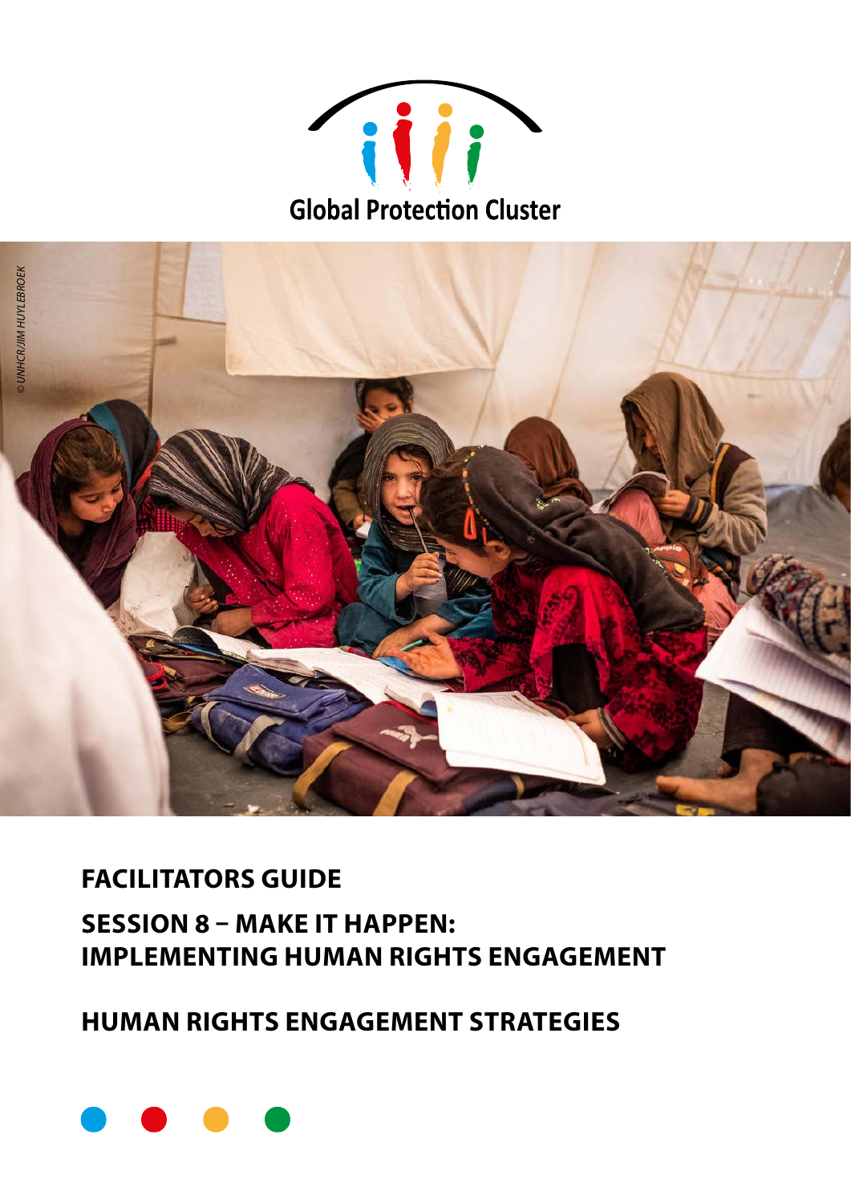Global Protection Cluster

© UNHCR/JIM HUYLEBROEK

# FACILITATORS GUIDE

## SESSION 8 – MAKE IT HAPPEN: IMPLEMENTING HUMAN RIGHTS ENGAGEMENT

## HUMAN RIGHTS ENGAGEMENT STRATEGIES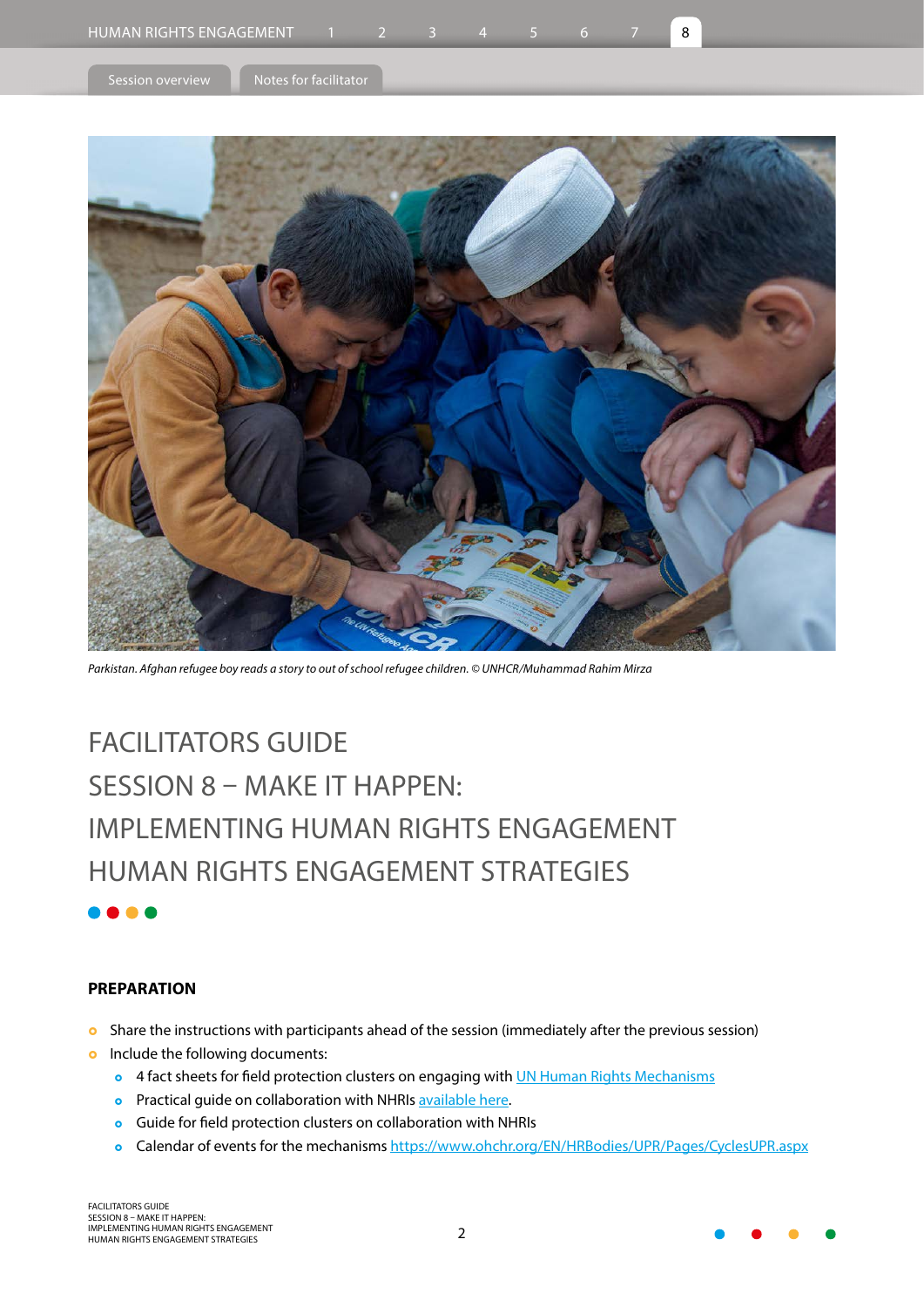*Parkistan. Afghan refugee boy reads a story to out of school refugee children. © UNHCR/Muhammad Rahim Mirza*

# FACILITATORS GUIDE
# SESSION 8 – MAKE IT HAPPEN:
# IMPLEMENTING HUMAN RIGHTS ENGAGEMENT
# HUMAN RIGHTS ENGAGEMENT STRATEGIES

## PREPARATION

- Share the instructions with participants ahead of the session (immediately after the previous session)
- Include the following documents:
  - 4 fact sheets for field protection clusters on engaging with UN Human Rights Mechanisms
  - Practical guide on collaboration with NHRIs available here.
  - Guide for field protection clusters on collaboration with NHRIs
  - Calendar of events for the mechanisms https://www.ohchr.org/EN/HRBodies/UPR/Pages/CyclesUPR.aspx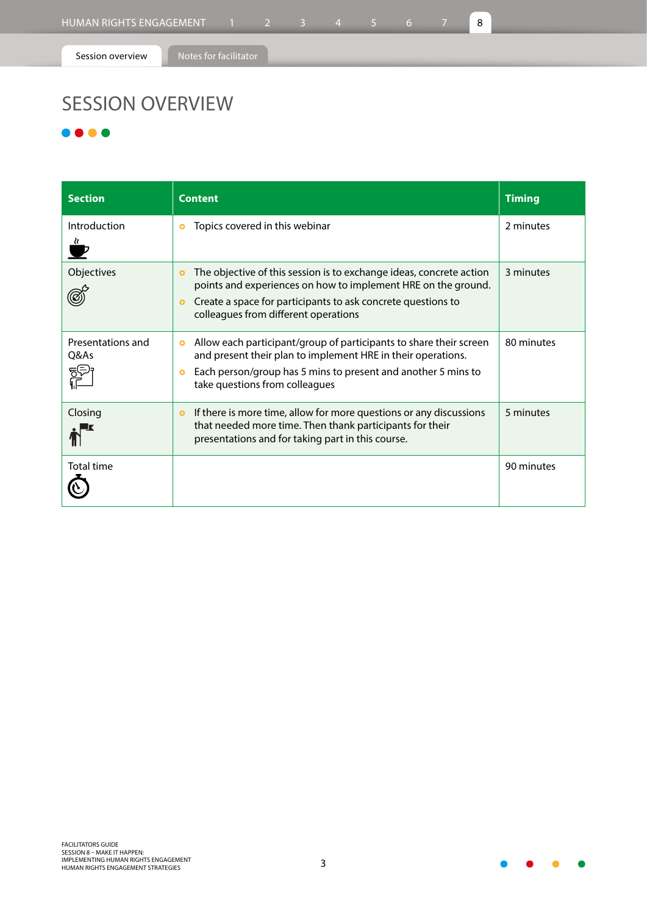# SESSION OVERVIEW

| Section | Content | Timing |
|---|---|---|
| Introduction | • Topics covered in this webinar | 2 minutes |
| Objectives | • The objective of this session is to exchange ideas, concrete action points and experiences on how to implement HRE on the ground.<br>• Create a space for participants to ask concrete questions to colleagues from different operations | 3 minutes |
| Presentations and Q&As | • Allow each participant/group of participants to share their screen and present their plan to implement HRE in their operations.<br>• Each person/group has 5 mins to present and another 5 mins to take questions from colleagues | 80 minutes |
| Closing | • If there is more time, allow for more questions or any discussions that needed more time. Then thank participants for their presentations and for taking part in this course. | 5 minutes |
| Total time | | 90 minutes |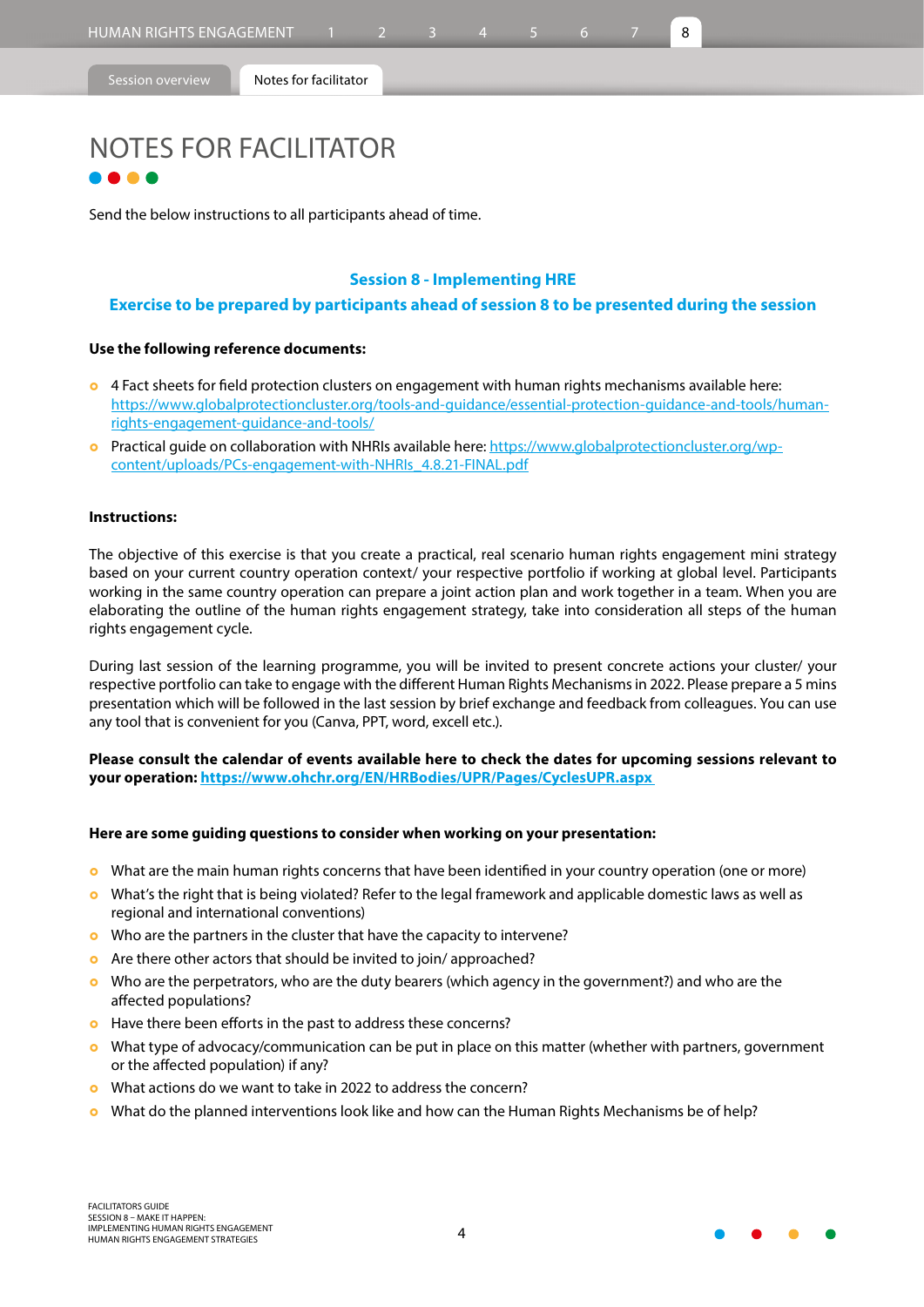# NOTES FOR FACILITATOR

Send the below instructions to all participants ahead of time.

## Session 8 - Implementing HRE

### Exercise to be prepared by participants ahead of session 8 to be presented during the session

**Use the following reference documents:**

- 4 Fact sheets for field protection clusters on engagement with human rights mechanisms available here: https://www.globalprotectioncluster.org/tools-and-guidance/essential-protection-guidance-and-tools/human-rights-engagement-guidance-and-tools/
- Practical guide on collaboration with NHRIs available here: https://www.globalprotectioncluster.org/wp-content/uploads/PCs-engagement-with-NHRIs_4.8.21-FINAL.pdf

**Instructions:**

The objective of this exercise is that you create a practical, real scenario human rights engagement mini strategy based on your current country operation context/ your respective portfolio if working at global level. Participants working in the same country operation can prepare a joint action plan and work together in a team. When you are elaborating the outline of the human rights engagement strategy, take into consideration all steps of the human rights engagement cycle.

During last session of the learning programme, you will be invited to present concrete actions your cluster/ your respective portfolio can take to engage with the different Human Rights Mechanisms in 2022. Please prepare a 5 mins presentation which will be followed in the last session by brief exchange and feedback from colleagues. You can use any tool that is convenient for you (Canva, PPT, word, excell etc.).

**Please consult the calendar of events available here to check the dates for upcoming sessions relevant to your operation: https://www.ohchr.org/EN/HRBodies/UPR/Pages/CyclesUPR.aspx**

**Here are some guiding questions to consider when working on your presentation:**

- What are the main human rights concerns that have been identified in your country operation (one or more)
- What's the right that is being violated? Refer to the legal framework and applicable domestic laws as well as regional and international conventions)
- Who are the partners in the cluster that have the capacity to intervene?
- Are there other actors that should be invited to join/ approached?
- Who are the perpetrators, who are the duty bearers (which agency in the government?) and who are the affected populations?
- Have there been efforts in the past to address these concerns?
- What type of advocacy/communication can be put in place on this matter (whether with partners, government or the affected population) if any?
- What actions do we want to take in 2022 to address the concern?
- What do the planned interventions look like and how can the Human Rights Mechanisms be of help?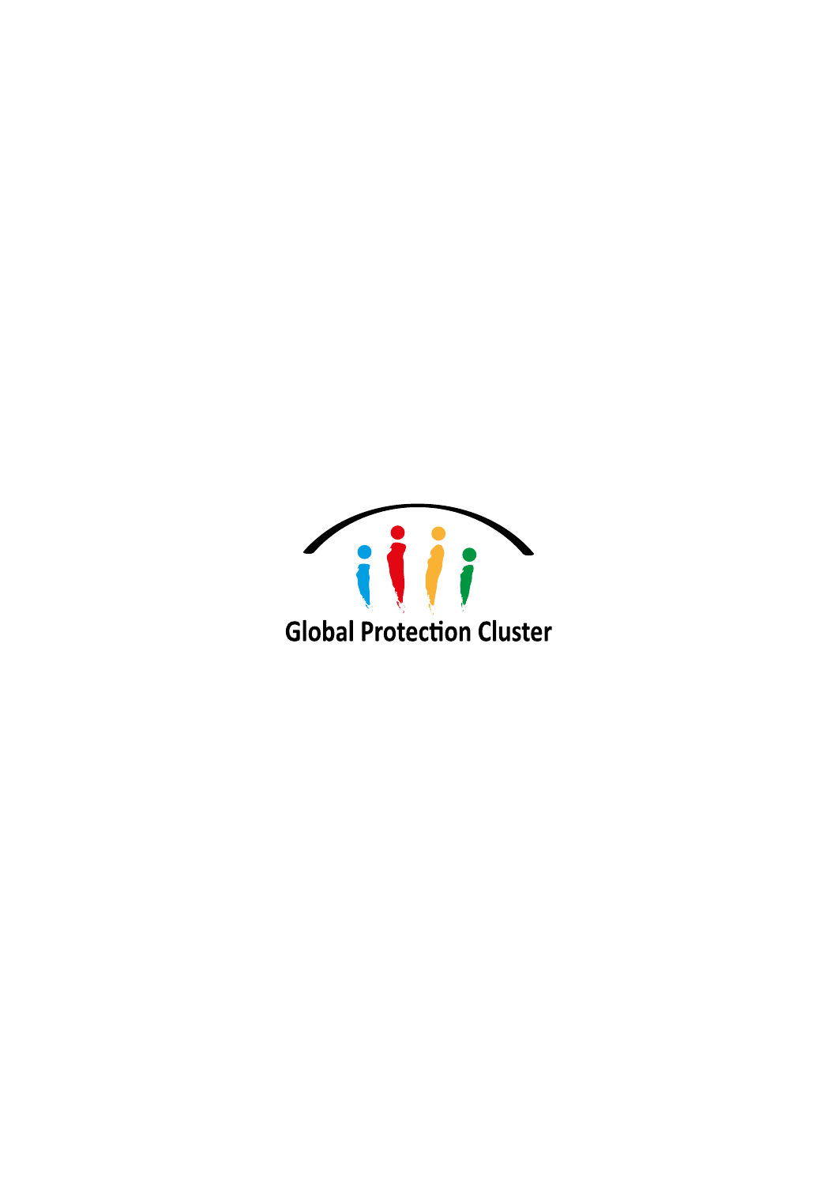Global Protection Cluster